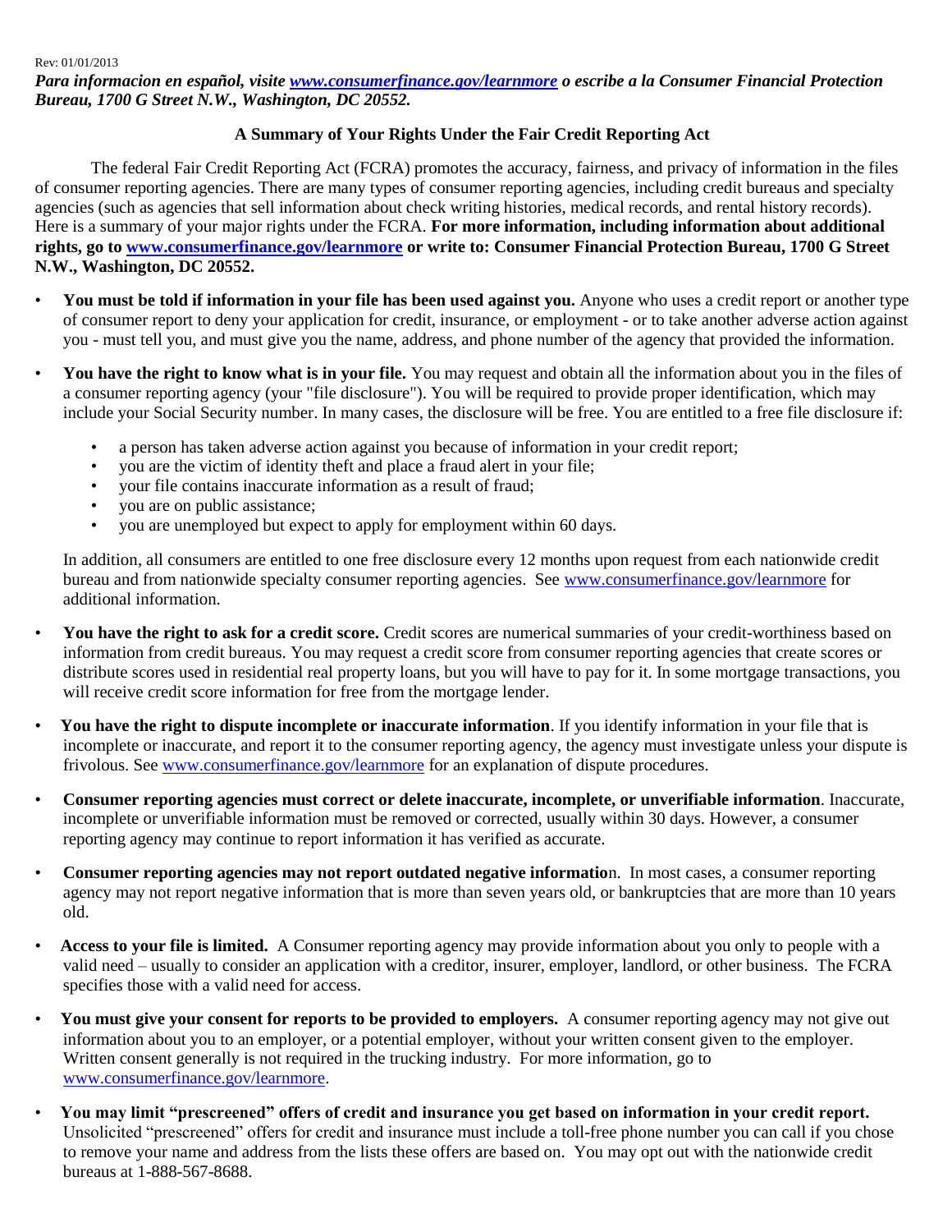Rev: 01/01/2013

***Para informacion en español, visite www.consumerfinance.gov/learnmore o escribe a la Consumer Financial Protection Bureau, 1700 G Street N.W., Washington, DC 20552.***

## A Summary of Your Rights Under the Fair Credit Reporting Act

The federal Fair Credit Reporting Act (FCRA) promotes the accuracy, fairness, and privacy of information in the files of consumer reporting agencies. There are many types of consumer reporting agencies, including credit bureaus and specialty agencies (such as agencies that sell information about check writing histories, medical records, and rental history records). Here is a summary of your major rights under the FCRA. **For more information, including information about additional rights, go to www.consumerfinance.gov/learnmore or write to: Consumer Financial Protection Bureau, 1700 G Street N.W., Washington, DC 20552.**

- **You must be told if information in your file has been used against you.** Anyone who uses a credit report or another type of consumer report to deny your application for credit, insurance, or employment - or to take another adverse action against you - must tell you, and must give you the name, address, and phone number of the agency that provided the information.

- **You have the right to know what is in your file.** You may request and obtain all the information about you in the files of a consumer reporting agency (your "file disclosure"). You will be required to provide proper identification, which may include your Social Security number. In many cases, the disclosure will be free. You are entitled to a free file disclosure if:
  - a person has taken adverse action against you because of information in your credit report;
  - you are the victim of identity theft and place a fraud alert in your file;
  - your file contains inaccurate information as a result of fraud;
  - you are on public assistance;
  - you are unemployed but expect to apply for employment within 60 days.

  In addition, all consumers are entitled to one free disclosure every 12 months upon request from each nationwide credit bureau and from nationwide specialty consumer reporting agencies. See www.consumerfinance.gov/learnmore for additional information.

- **You have the right to ask for a credit score.** Credit scores are numerical summaries of your credit-worthiness based on information from credit bureaus. You may request a credit score from consumer reporting agencies that create scores or distribute scores used in residential real property loans, but you will have to pay for it. In some mortgage transactions, you will receive credit score information for free from the mortgage lender.

- **You have the right to dispute incomplete or inaccurate information**. If you identify information in your file that is incomplete or inaccurate, and report it to the consumer reporting agency, the agency must investigate unless your dispute is frivolous. See www.consumerfinance.gov/learnmore for an explanation of dispute procedures.

- **Consumer reporting agencies must correct or delete inaccurate, incomplete, or unverifiable information**. Inaccurate, incomplete or unverifiable information must be removed or corrected, usually within 30 days. However, a consumer reporting agency may continue to report information it has verified as accurate.

- **Consumer reporting agencies may not report outdated negative informatio**n. In most cases, a consumer reporting agency may not report negative information that is more than seven years old, or bankruptcies that are more than 10 years old.

- **Access to your file is limited.** A Consumer reporting agency may provide information about you only to people with a valid need – usually to consider an application with a creditor, insurer, employer, landlord, or other business. The FCRA specifies those with a valid need for access.

- **You must give your consent for reports to be provided to employers.** A consumer reporting agency may not give out information about you to an employer, or a potential employer, without your written consent given to the employer. Written consent generally is not required in the trucking industry. For more information, go to www.consumerfinance.gov/learnmore.

- **You may limit "prescreened" offers of credit and insurance you get based on information in your credit report.** Unsolicited "prescreened" offers for credit and insurance must include a toll-free phone number you can call if you chose to remove your name and address from the lists these offers are based on. You may opt out with the nationwide credit bureaus at 1-888-567-8688.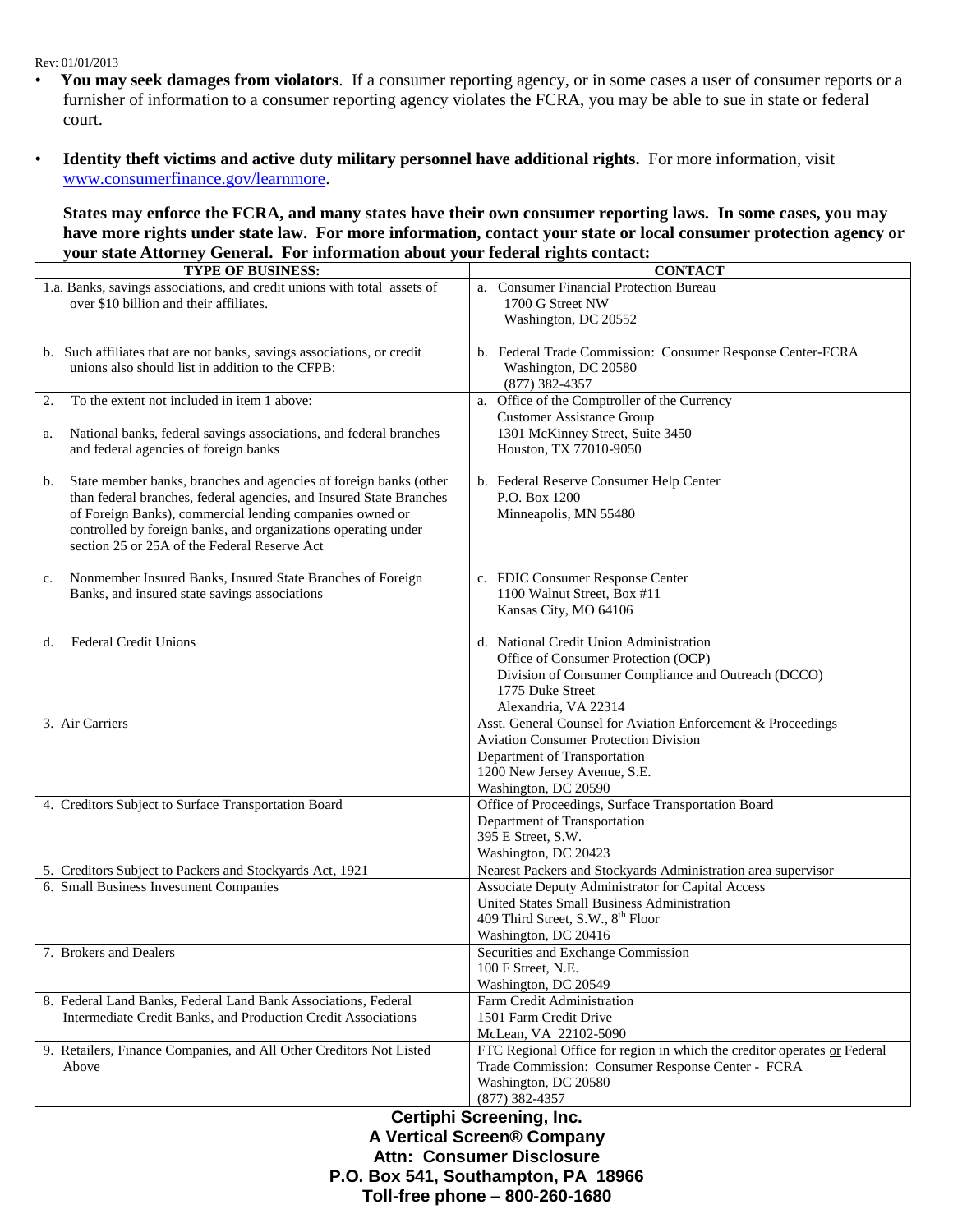Rev: 01/01/2013

- **You may seek damages from violators**. If a consumer reporting agency, or in some cases a user of consumer reports or a furnisher of information to a consumer reporting agency violates the FCRA, you may be able to sue in state or federal court.

- **Identity theft victims and active duty military personnel have additional rights.** For more information, visit www.consumerfinance.gov/learnmore.

**States may enforce the FCRA, and many states have their own consumer reporting laws. In some cases, you may have more rights under state law. For more information, contact your state or local consumer protection agency or your state Attorney General. For information about your federal rights contact:**

| TYPE OF BUSINESS: | CONTACT |
|---|---|
| 1.a. Banks, savings associations, and credit unions with total assets of over $10 billion and their affiliates.<br><br>b. Such affiliates that are not banks, savings associations, or credit unions also should list in addition to the CFPB: | a. Consumer Financial Protection Bureau<br>1700 G Street NW<br>Washington, DC 20552<br><br>b. Federal Trade Commission: Consumer Response Center-FCRA<br>Washington, DC 20580<br>(877) 382-4357 |
| 2. To the extent not included in item 1 above:<br><br>a. National banks, federal savings associations, and federal branches and federal agencies of foreign banks<br><br>b. State member banks, branches and agencies of foreign banks (other than federal branches, federal agencies, and Insured State Branches of Foreign Banks), commercial lending companies owned or controlled by foreign banks, and organizations operating under section 25 or 25A of the Federal Reserve Act<br><br>c. Nonmember Insured Banks, Insured State Branches of Foreign Banks, and insured state savings associations<br><br>d. Federal Credit Unions | a. Office of the Comptroller of the Currency<br>Customer Assistance Group<br>1301 McKinney Street, Suite 3450<br>Houston, TX 77010-9050<br><br>b. Federal Reserve Consumer Help Center<br>P.O. Box 1200<br>Minneapolis, MN 55480<br><br>c. FDIC Consumer Response Center<br>1100 Walnut Street, Box #11<br>Kansas City, MO 64106<br><br>d. National Credit Union Administration<br>Office of Consumer Protection (OCP)<br>Division of Consumer Compliance and Outreach (DCCO)<br>1775 Duke Street<br>Alexandria, VA 22314 |
| 3. Air Carriers | Asst. General Counsel for Aviation Enforcement & Proceedings<br>Aviation Consumer Protection Division<br>Department of Transportation<br>1200 New Jersey Avenue, S.E.<br>Washington, DC 20590 |
| 4. Creditors Subject to Surface Transportation Board | Office of Proceedings, Surface Transportation Board<br>Department of Transportation<br>395 E Street, S.W.<br>Washington, DC 20423 |
| 5. Creditors Subject to Packers and Stockyards Act, 1921 | Nearest Packers and Stockyards Administration area supervisor |
| 6. Small Business Investment Companies | Associate Deputy Administrator for Capital Access<br>United States Small Business Administration<br>409 Third Street, S.W., 8th Floor<br>Washington, DC 20416 |
| 7. Brokers and Dealers | Securities and Exchange Commission<br>100 F Street, N.E.<br>Washington, DC 20549 |
| 8. Federal Land Banks, Federal Land Bank Associations, Federal Intermediate Credit Banks, and Production Credit Associations | Farm Credit Administration<br>1501 Farm Credit Drive<br>McLean, VA 22102-5090 |
| 9. Retailers, Finance Companies, and All Other Creditors Not Listed Above | FTC Regional Office for region in which the creditor operates or Federal Trade Commission: Consumer Response Center - FCRA<br>Washington, DC 20580<br>(877) 382-4357 |

**Certiphi Screening, Inc.**
**A Vertical Screen® Company**
**Attn: Consumer Disclosure**
**P.O. Box 541, Southampton, PA 18966**
**Toll-free phone – 800-260-1680**